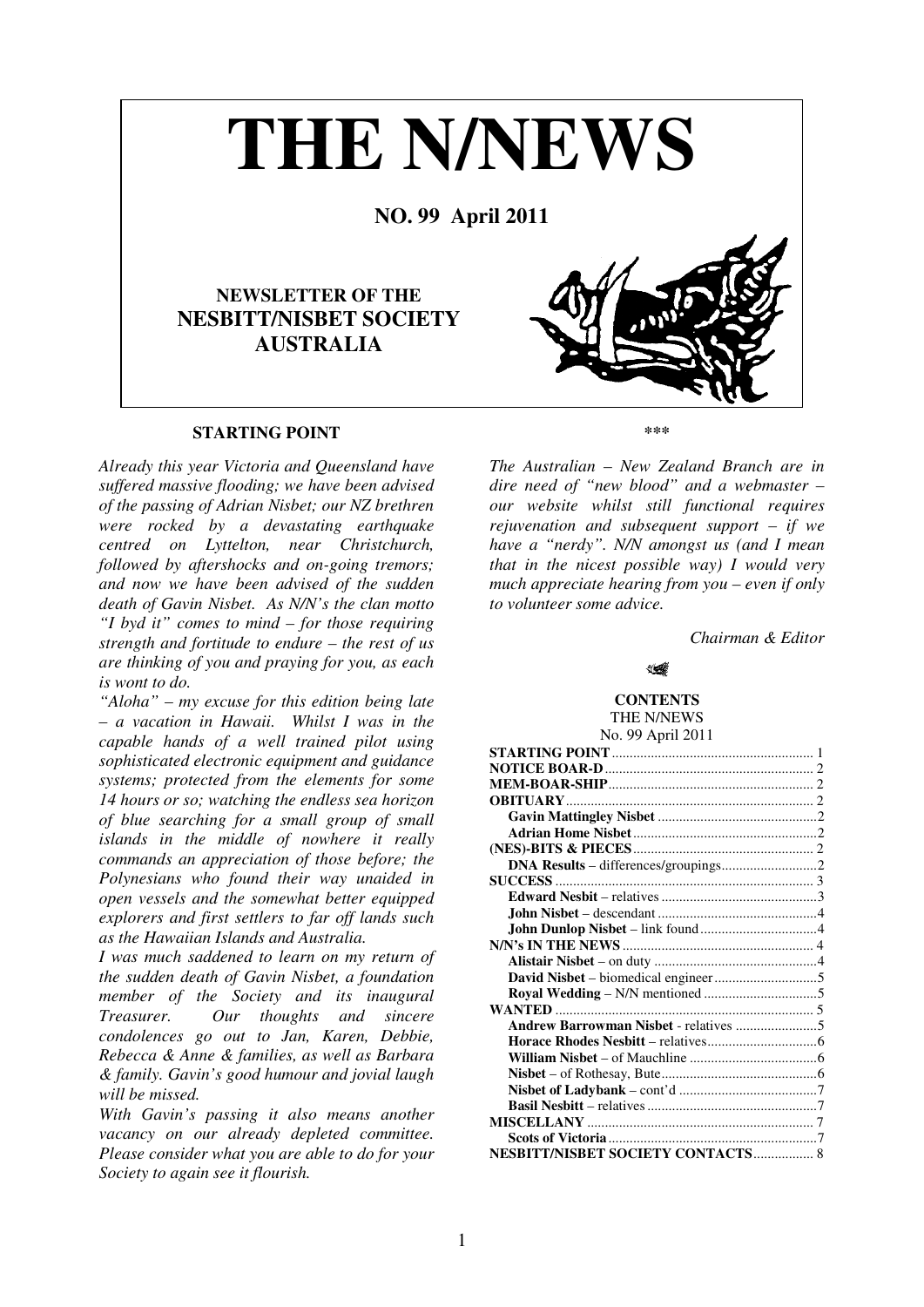# THE N/NEWS

**NO. 99 April 2011**

**NEWSLETTER OF THE NESBITT/NISBET SOCIETY AUSTRALIA**

## STARTING POINT

*Already this year Victoria and Queensland have suffered massive flooding; we have been advised of the passing of Adrian Nisbet; our NZ brethren were rocked by a devastating earthquake centred on Lyttelton, near Christchurch, followed by aftershocks and on-going tremors; and now we have been advised of the sudden death of Gavin Nisbet. As N/N's the clan motto "I byd it" comes to mind – for those requiring strength and fortitude to endure – the rest of us are thinking of you and praying for you, as each is wont to do.*

*"Aloha" – my excuse for this edition being late – a vacation in Hawaii. Whilst I was in the capable hands of a well trained pilot using sophisticated electronic equipment and guidance systems; protected from the elements for some 14 hours or so; watching the endless sea horizon of blue searching for a small group of small islands in the middle of nowhere it really commands an appreciation of those before; the Polynesians who found their way unaided in open vessels and the somewhat better equipped explorers and first settlers to far off lands such as the Hawaiian Islands and Australia.*

*I was much saddened to learn on my return of the sudden death of Gavin Nisbet, a foundation member of the Society and its inaugural Treasurer. Our thoughts and sincere condolences go out to Jan, Karen, Debbie, Rebecca & Anne & families, as well as Barbara & family. Gavin's good humour and jovial laugh will be missed.*

*With Gavin's passing it also means another vacancy on our already depleted committee. Please consider what you are able to do for your Society to again see it flourish.*

\*\*\*

*The Australian – New Zealand Branch are in dire need of "new blood" and a webmaster – our website whilst still functional requires rejuvenation and subsequent support – if we have a "nerdy". N/N amongst us (and I mean that in the nicest possible way) I would very much appreciate hearing from you – even if only to volunteer some advice.*

*Chairman & Editor*

## CONTENTS

THE N/NEWS
No. 99 April 2011

| | |
|---|---|
| **STARTING POINT** | 1 |
| **NOTICE BOAR-D** | 2 |
| **MEM-BOAR-SHIP** | 2 |
| **OBITUARY** | 2 |
| **Gavin Mattingley Nisbet** | 2 |
| **Adrian Home Nisbet** | 2 |
| **(NES)-BITS & PIECES** | 2 |
| **DNA Results** – differences/groupings | 2 |
| **SUCCESS** | 3 |
| **Edward Nesbit** – relatives | 3 |
| **John Nisbet** – descendant | 4 |
| **John Dunlop Nisbet** – link found | 4 |
| **N/N's IN THE NEWS** | 4 |
| **Alistair Nisbet** – on duty | 4 |
| **David Nisbet** – biomedical engineer | 5 |
| **Royal Wedding** – N/N mentioned | 5 |
| **WANTED** | 5 |
| **Andrew Barrowman Nisbet** - relatives | 5 |
| **Horace Rhodes Nesbitt** – relatives | 6 |
| **William Nisbet** – of Mauchline | 6 |
| **Nisbet** – of Rothesay, Bute | 6 |
| **Nisbet of Ladybank** – cont'd | 7 |
| **Basil Nesbitt** – relatives | 7 |
| **MISCELLANY** | 7 |
| **Scots of Victoria** | 7 |
| **NESBITT/NISBET SOCIETY CONTACTS** | 8 |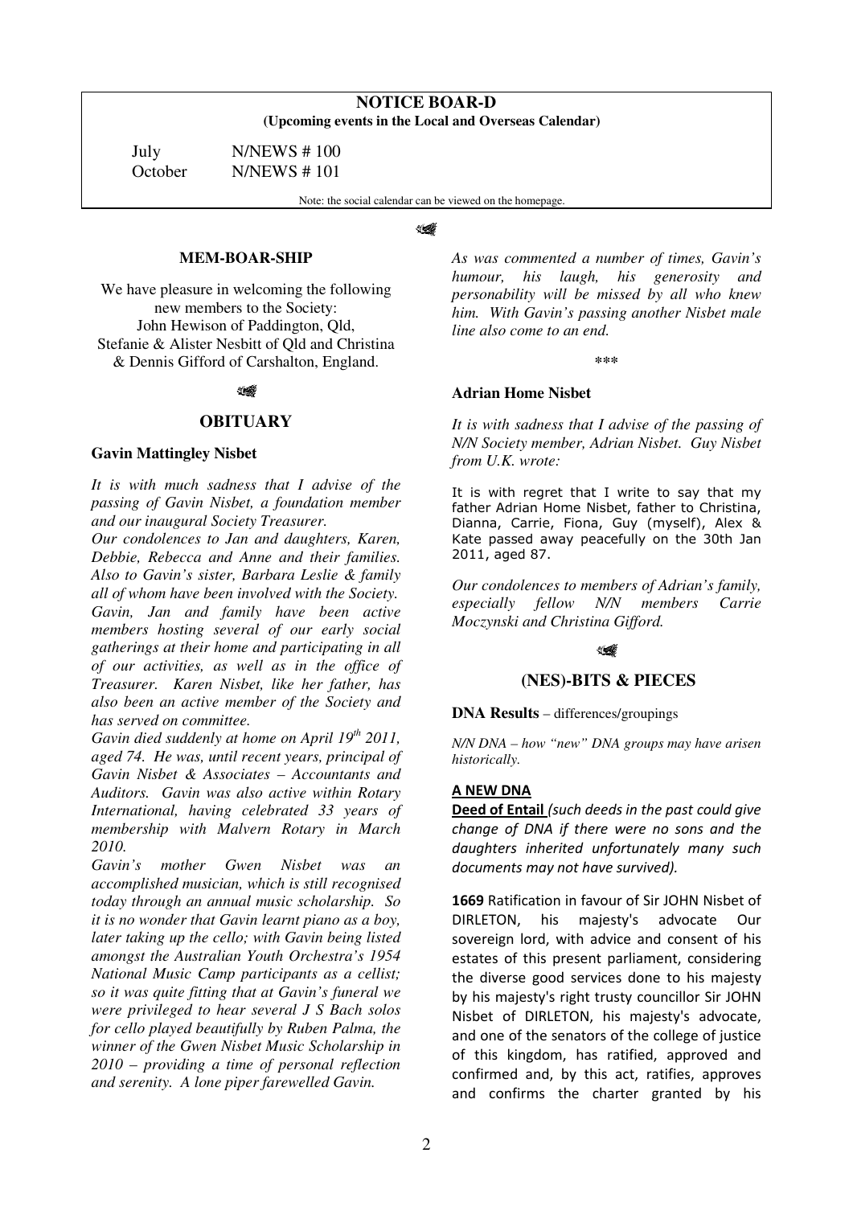## NOTICE BOAR-D

**(Upcoming events in the Local and Overseas Calendar)**

| | |
|---|---|
| July | N/NEWS # 100 |
| October | N/NEWS # 101 |

Note: the social calendar can be viewed on the homepage.

### MEM-BOAR-SHIP

We have pleasure in welcoming the following new members to the Society:
John Hewison of Paddington, Qld,
Stefanie & Alister Nesbitt of Qld and Christina & Dennis Gifford of Carshalton, England.

## OBITUARY

### Gavin Mattingley Nisbet

*It is with much sadness that I advise of the passing of Gavin Nisbet, a foundation member and our inaugural Society Treasurer.*

*Our condolences to Jan and daughters, Karen, Debbie, Rebecca and Anne and their families. Also to Gavin's sister, Barbara Leslie & family all of whom have been involved with the Society. Gavin, Jan and family have been active members hosting several of our early social gatherings at their home and participating in all of our activities, as well as in the office of Treasurer. Karen Nisbet, like her father, has also been an active member of the Society and has served on committee.*

*Gavin died suddenly at home on April 19th 2011, aged 74. He was, until recent years, principal of Gavin Nisbet & Associates – Accountants and Auditors. Gavin was also active within Rotary International, having celebrated 33 years of membership with Malvern Rotary in March 2010.*

*Gavin's mother Gwen Nisbet was an accomplished musician, which is still recognised today through an annual music scholarship. So it is no wonder that Gavin learnt piano as a boy, later taking up the cello; with Gavin being listed amongst the Australian Youth Orchestra's 1954 National Music Camp participants as a cellist; so it was quite fitting that at Gavin's funeral we were privileged to hear several J S Bach solos for cello played beautifully by Ruben Palma, the winner of the Gwen Nisbet Music Scholarship in 2010 – providing a time of personal reflection and serenity. A lone piper farewelled Gavin.*

*As was commented a number of times, Gavin's humour, his laugh, his generosity and personability will be missed by all who knew him. With Gavin's passing another Nisbet male line also come to an end.*

\*\*\*

### Adrian Home Nisbet

*It is with sadness that I advise of the passing of N/N Society member, Adrian Nisbet. Guy Nisbet from U.K. wrote:*

It is with regret that I write to say that my father Adrian Home Nisbet, father to Christina, Dianna, Carrie, Fiona, Guy (myself), Alex & Kate passed away peacefully on the 30th Jan 2011, aged 87.

*Our condolences to members of Adrian's family, especially fellow N/N members Carrie Moczynski and Christina Gifford.*

## (NES)-BITS & PIECES

**DNA Results** – differences/groupings

*N/N DNA – how "new" DNA groups may have arisen historically.*

**A NEW DNA**

**Deed of Entail** *(such deeds in the past could give change of DNA if there were no sons and the daughters inherited unfortunately many such documents may not have survived).*

**1669** Ratification in favour of Sir JOHN Nisbet of DIRLETON, his majesty's advocate Our sovereign lord, with advice and consent of his estates of this present parliament, considering the diverse good services done to his majesty by his majesty's right trusty councillor Sir JOHN Nisbet of DIRLETON, his majesty's advocate, and one of the senators of the college of justice of this kingdom, has ratified, approved and confirmed and, by this act, ratifies, approves and confirms the charter granted by his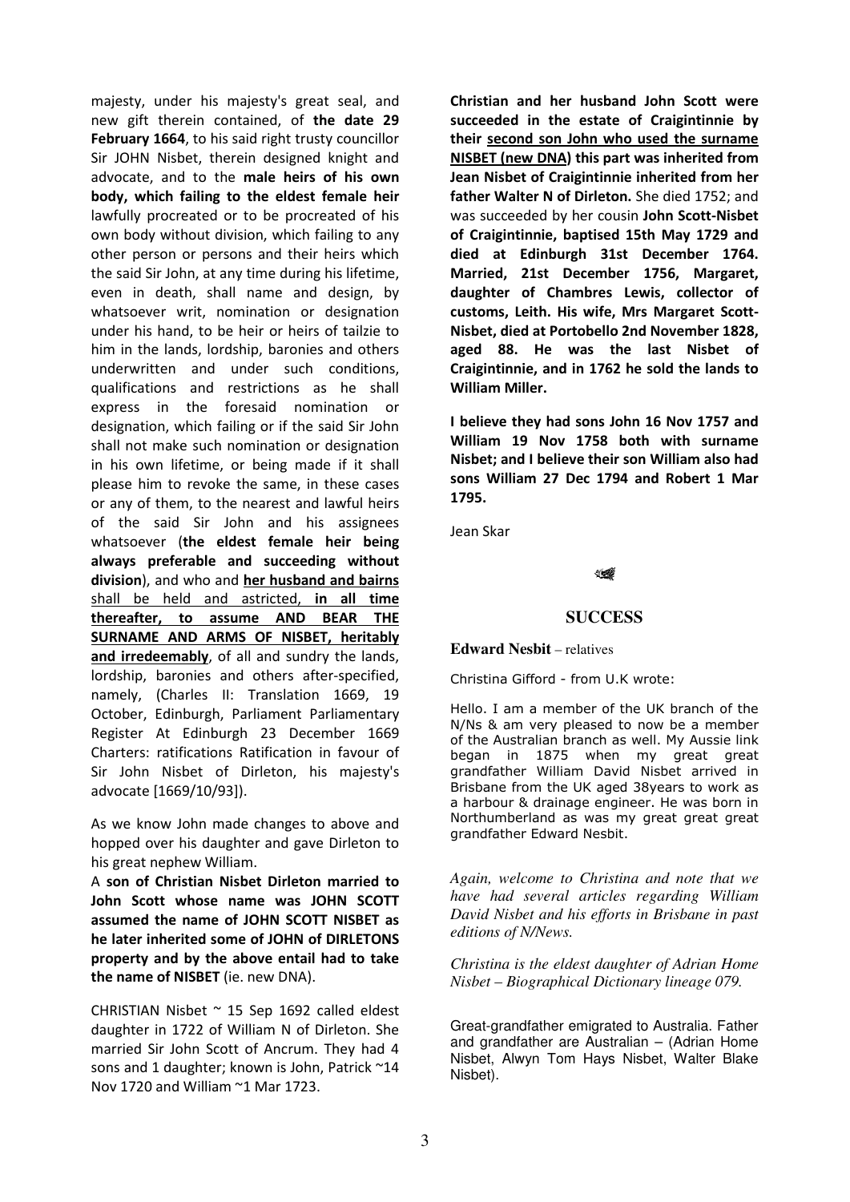majesty, under his majesty's great seal, and new gift therein contained, of **the date 29 February 1664**, to his said right trusty councillor Sir JOHN Nisbet, therein designed knight and advocate, and to the **male heirs of his own body, which failing to the eldest female heir** lawfully procreated or to be procreated of his own body without division, which failing to any other person or persons and their heirs which the said Sir John, at any time during his lifetime, even in death, shall name and design, by whatsoever writ, nomination or designation under his hand, to be heir or heirs of tailzie to him in the lands, lordship, baronies and others underwritten and under such conditions, qualifications and restrictions as he shall express in the foresaid nomination or designation, which failing or if the said Sir John shall not make such nomination or designation in his own lifetime, or being made if it shall please him to revoke the same, in these cases or any of them, to the nearest and lawful heirs of the said Sir John and his assignees whatsoever (**the eldest female heir being always preferable and succeeding without division**), and who and **<u>her husband and bairns</u>** <u>shall be held and astricted,</u> **<u>in all time thereafter, to assume AND BEAR THE SURNAME AND ARMS OF NISBET, heritably and irredeemably</u>**, of all and sundry the lands, lordship, baronies and others after-specified, namely, (Charles II: Translation 1669, 19 October, Edinburgh, Parliament Parliamentary Register At Edinburgh 23 December 1669 Charters: ratifications Ratification in favour of Sir John Nisbet of Dirleton, his majesty's advocate [1669/10/93]).

As we know John made changes to above and hopped over his daughter and gave Dirleton to his great nephew William.

A **son of Christian Nisbet Dirleton married to John Scott whose name was JOHN SCOTT assumed the name of JOHN SCOTT NISBET as he later inherited some of JOHN of DIRLETONS property and by the above entail had to take the name of NISBET** (ie. new DNA).

CHRISTIAN Nisbet ~ 15 Sep 1692 called eldest daughter in 1722 of William N of Dirleton. She married Sir John Scott of Ancrum. They had 4 sons and 1 daughter; known is John, Patrick ~14 Nov 1720 and William ~1 Mar 1723.

**Christian and her husband John Scott were succeeded in the estate of Craigintinnie by their <u>second son John who used the surname NISBET (new DNA)</u> this part was inherited from Jean Nisbet of Craigintinnie inherited from her father Walter N of Dirleton.** She died 1752; and was succeeded by her cousin **John Scott-Nisbet of Craigintinnie, baptised 15th May 1729 and died at Edinburgh 31st December 1764. Married, 21st December 1756, Margaret, daughter of Chambres Lewis, collector of customs, Leith. His wife, Mrs Margaret Scott-Nisbet, died at Portobello 2nd November 1828, aged 88. He was the last Nisbet of Craigintinnie, and in 1762 he sold the lands to William Miller.**

**I believe they had sons John 16 Nov 1757 and William 19 Nov 1758 both with surname Nisbet; and I believe their son William also had sons William 27 Dec 1794 and Robert 1 Mar 1795.**

Jean Skar

## SUCCESS

**Edward Nesbit** – relatives

Christina Gifford - from U.K wrote:

Hello. I am a member of the UK branch of the N/Ns & am very pleased to now be a member of the Australian branch as well. My Aussie link began in 1875 when my great great grandfather William David Nisbet arrived in Brisbane from the UK aged 38years to work as a harbour & drainage engineer. He was born in Northumberland as was my great great great grandfather Edward Nesbit.

*Again, welcome to Christina and note that we have had several articles regarding William David Nisbet and his efforts in Brisbane in past editions of N/News.*

*Christina is the eldest daughter of Adrian Home Nisbet – Biographical Dictionary lineage 079.*

Great-grandfather emigrated to Australia. Father and grandfather are Australian – (Adrian Home Nisbet, Alwyn Tom Hays Nisbet, Walter Blake Nisbet).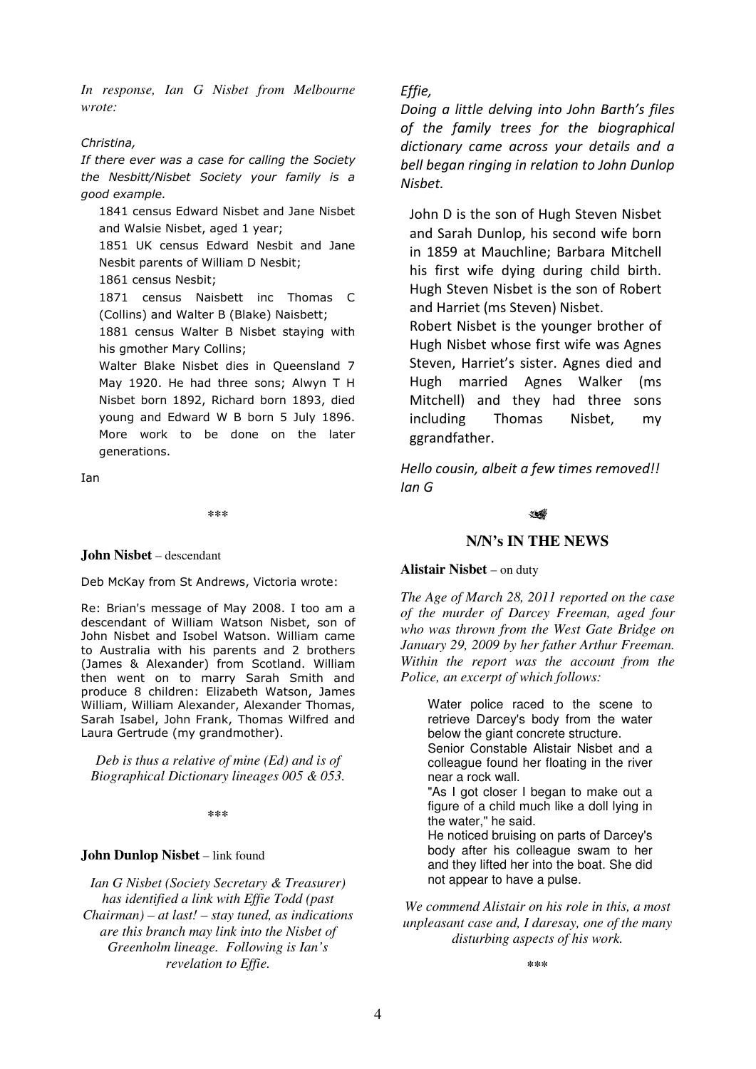*In response, Ian G Nisbet from Melbourne wrote:*

*Christina,*

*If there ever was a case for calling the Society the Nesbitt/Nisbet Society your family is a good example.*

> 1841 census Edward Nisbet and Jane Nisbet and Walsie Nisbet, aged 1 year;
> 1851 UK census Edward Nesbit and Jane Nesbit parents of William D Nesbit;
> 1861 census Nesbit;
> 1871 census Naisbett inc Thomas C (Collins) and Walter B (Blake) Naisbett;
> 1881 census Walter B Nisbet staying with his gmother Mary Collins;
> Walter Blake Nisbet dies in Queensland 7 May 1920. He had three sons; Alwyn T H Nisbet born 1892, Richard born 1893, died young and Edward W B born 5 July 1896. More work to be done on the later generations.

Ian

\*\*\*

**John Nisbet** – descendant

Deb McKay from St Andrews, Victoria wrote:

Re: Brian's message of May 2008. I too am a descendant of William Watson Nisbet, son of John Nisbet and Isobel Watson. William came to Australia with his parents and 2 brothers (James & Alexander) from Scotland. William then went on to marry Sarah Smith and produce 8 children: Elizabeth Watson, James William, William Alexander, Alexander Thomas, Sarah Isabel, John Frank, Thomas Wilfred and Laura Gertrude (my grandmother).

*Deb is thus a relative of mine (Ed) and is of Biographical Dictionary lineages 005 & 053.*

\*\*\*

**John Dunlop Nisbet** – link found

*Ian G Nisbet (Society Secretary & Treasurer) has identified a link with Effie Todd (past Chairman) – at last! – stay tuned, as indications are this branch may link into the Nisbet of Greenholm lineage. Following is Ian's revelation to Effie.*

*Effie,*

*Doing a little delving into John Barth's files of the family trees for the biographical dictionary came across your details and a bell began ringing in relation to John Dunlop Nisbet.*

> John D is the son of Hugh Steven Nisbet and Sarah Dunlop, his second wife born in 1859 at Mauchline; Barbara Mitchell his first wife dying during child birth. Hugh Steven Nisbet is the son of Robert and Harriet (ms Steven) Nisbet.
> Robert Nisbet is the younger brother of Hugh Nisbet whose first wife was Agnes Steven, Harriet's sister. Agnes died and Hugh married Agnes Walker (ms Mitchell) and they had three sons including Thomas Nisbet, my ggrandfather.

*Hello cousin, albeit a few times removed!!*
*Ian G*

## N/N's IN THE NEWS

**Alistair Nisbet** – on duty

*The Age of March 28, 2011 reported on the case of the murder of Darcey Freeman, aged four who was thrown from the West Gate Bridge on January 29, 2009 by her father Arthur Freeman. Within the report was the account from the Police, an excerpt of which follows:*

> Water police raced to the scene to retrieve Darcey's body from the water below the giant concrete structure.
> Senior Constable Alistair Nisbet and a colleague found her floating in the river near a rock wall.
> "As I got closer I began to make out a figure of a child much like a doll lying in the water," he said.
> He noticed bruising on parts of Darcey's body after his colleague swam to her and they lifted her into the boat. She did not appear to have a pulse.

*We commend Alistair on his role in this, a most unpleasant case and, I daresay, one of the many disturbing aspects of his work.*

\*\*\*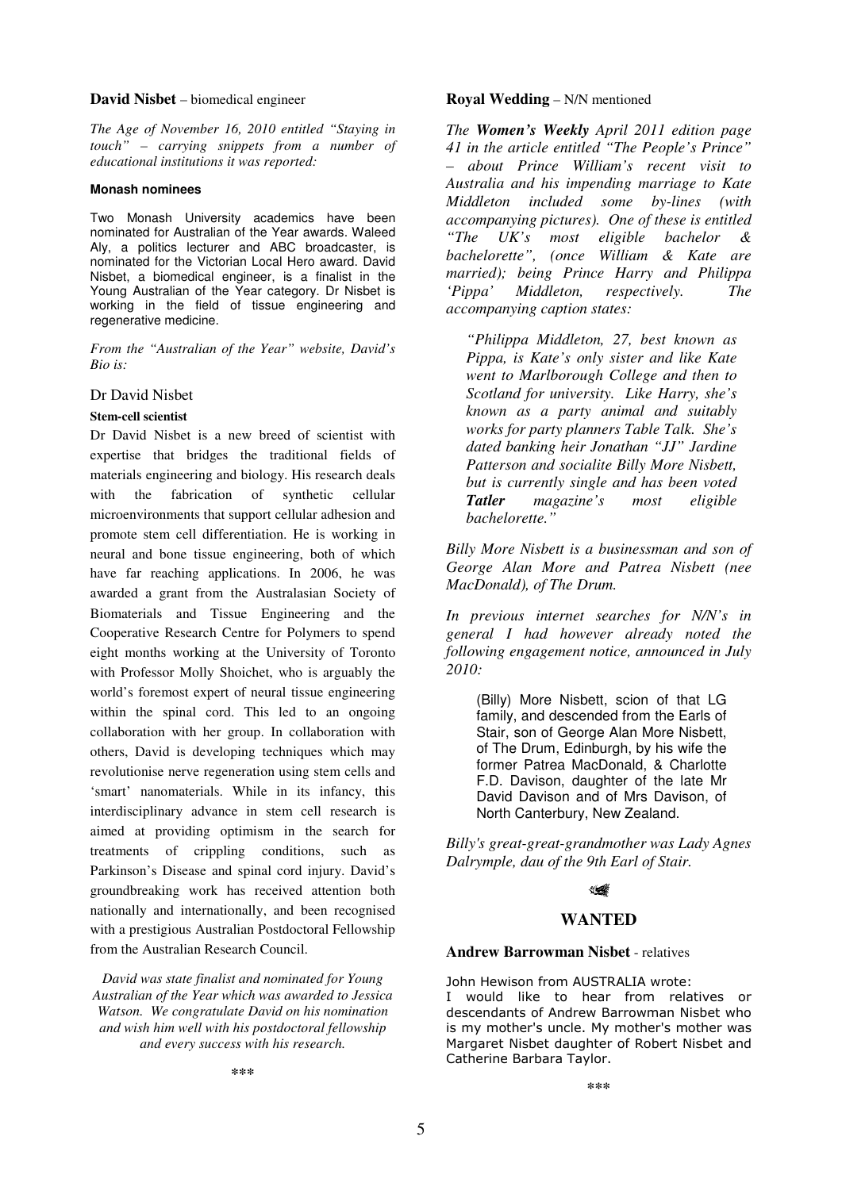**David Nisbet** – biomedical engineer

*The Age of November 16, 2010 entitled "Staying in touch" – carrying snippets from a number of educational institutions it was reported:*

**Monash nominees**

Two Monash University academics have been nominated for Australian of the Year awards. Waleed Aly, a politics lecturer and ABC broadcaster, is nominated for the Victorian Local Hero award. David Nisbet, a biomedical engineer, is a finalist in the Young Australian of the Year category. Dr Nisbet is working in the field of tissue engineering and regenerative medicine.

*From the "Australian of the Year" website, David's Bio is:*

Dr David Nisbet

**Stem-cell scientist**

Dr David Nisbet is a new breed of scientist with expertise that bridges the traditional fields of materials engineering and biology. His research deals with the fabrication of synthetic cellular microenvironments that support cellular adhesion and promote stem cell differentiation. He is working in neural and bone tissue engineering, both of which have far reaching applications. In 2006, he was awarded a grant from the Australasian Society of Biomaterials and Tissue Engineering and the Cooperative Research Centre for Polymers to spend eight months working at the University of Toronto with Professor Molly Shoichet, who is arguably the world's foremost expert of neural tissue engineering within the spinal cord. This led to an ongoing collaboration with her group. In collaboration with others, David is developing techniques which may revolutionise nerve regeneration using stem cells and 'smart' nanomaterials. While in its infancy, this interdisciplinary advance in stem cell research is aimed at providing optimism in the search for treatments of crippling conditions, such as Parkinson's Disease and spinal cord injury. David's groundbreaking work has received attention both nationally and internationally, and been recognised with a prestigious Australian Postdoctoral Fellowship from the Australian Research Council.

*David was state finalist and nominated for Young Australian of the Year which was awarded to Jessica Watson. We congratulate David on his nomination and wish him well with his postdoctoral fellowship and every success with his research.*

\*\*\*

**Royal Wedding** – N/N mentioned

*The **Women's Weekly** April 2011 edition page 41 in the article entitled "The People's Prince" – about Prince William's recent visit to Australia and his impending marriage to Kate Middleton included some by-lines (with accompanying pictures). One of these is entitled "The UK's most eligible bachelor & bachelorette", (once William & Kate are married); being Prince Harry and Philippa 'Pippa' Middleton, respectively. The accompanying caption states:*

> *"Philippa Middleton, 27, best known as Pippa, is Kate's only sister and like Kate went to Marlborough College and then to Scotland for university. Like Harry, she's known as a party animal and suitably works for party planners Table Talk. She's dated banking heir Jonathan "JJ" Jardine Patterson and socialite Billy More Nisbett, but is currently single and has been voted **Tatler** magazine's most eligible bachelorette."*

*Billy More Nisbett is a businessman and son of George Alan More and Patrea Nisbett (nee MacDonald), of The Drum.*

*In previous internet searches for N/N's in general I had however already noted the following engagement notice, announced in July 2010:*

> (Billy) More Nisbett, scion of that LG family, and descended from the Earls of Stair, son of George Alan More Nisbett, of The Drum, Edinburgh, by his wife the former Patrea MacDonald, & Charlotte F.D. Davison, daughter of the late Mr David Davison and of Mrs Davison, of North Canterbury, New Zealand.

*Billy's great-great-grandmother was Lady Agnes Dalrymple, dau of the 9th Earl of Stair.*

## WANTED

**Andrew Barrowman Nisbet** - relatives

John Hewison from AUSTRALIA wrote:
I would like to hear from relatives or descendants of Andrew Barrowman Nisbet who is my mother's uncle. My mother's mother was Margaret Nisbet daughter of Robert Nisbet and Catherine Barbara Taylor.

\*\*\*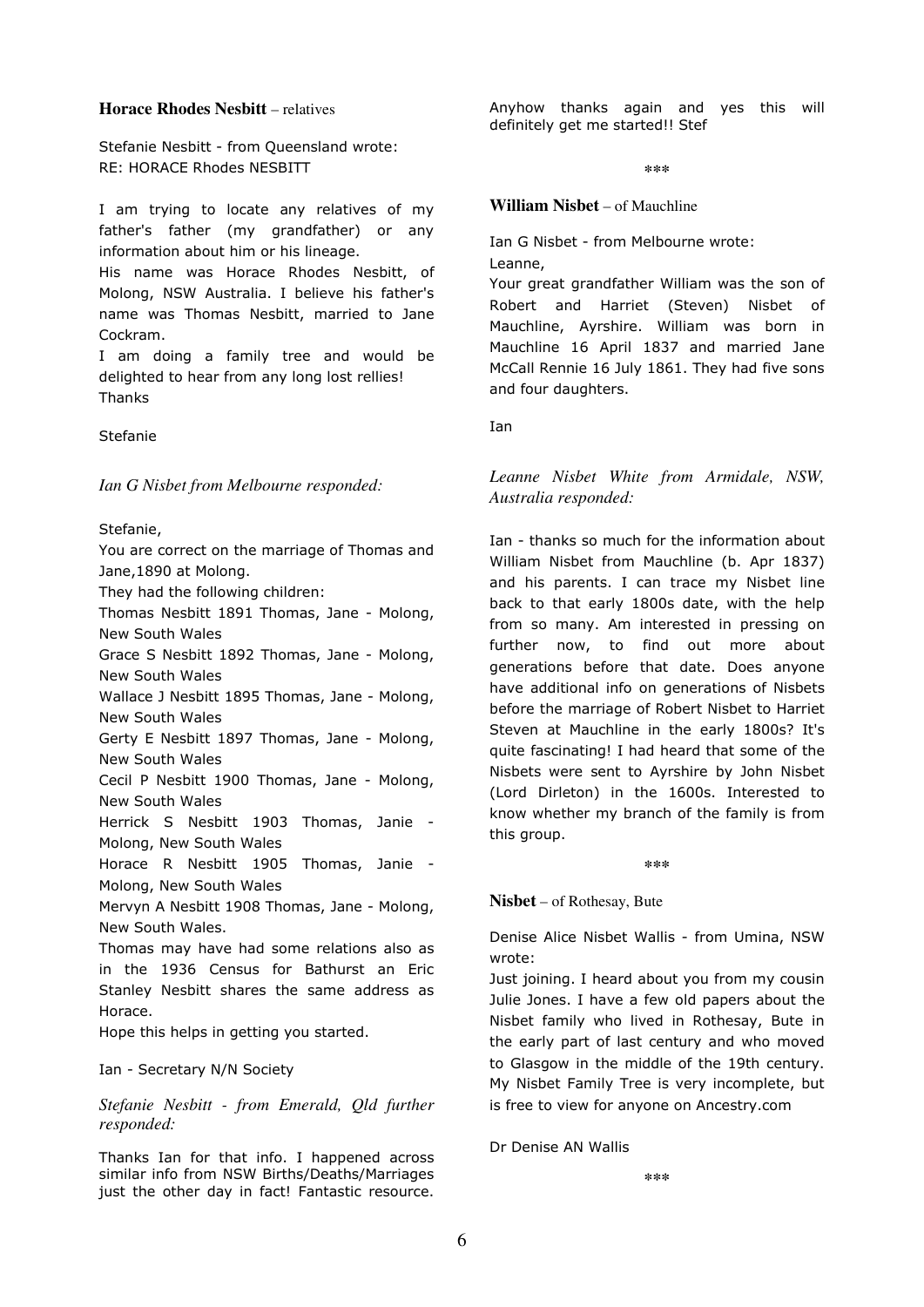**Horace Rhodes Nesbitt** – relatives

Stefanie Nesbitt - from Queensland wrote:
RE: HORACE Rhodes NESBITT

I am trying to locate any relatives of my father's father (my grandfather) or any information about him or his lineage.
His name was Horace Rhodes Nesbitt, of Molong, NSW Australia. I believe his father's name was Thomas Nesbitt, married to Jane Cockram.
I am doing a family tree and would be delighted to hear from any long lost rellies!
Thanks

Stefanie

*Ian G Nisbet from Melbourne responded:*

Stefanie,
You are correct on the marriage of Thomas and Jane,1890 at Molong.
They had the following children:
Thomas Nesbitt 1891 Thomas, Jane - Molong, New South Wales
Grace S Nesbitt 1892 Thomas, Jane - Molong, New South Wales
Wallace J Nesbitt 1895 Thomas, Jane - Molong, New South Wales
Gerty E Nesbitt 1897 Thomas, Jane - Molong, New South Wales
Cecil P Nesbitt 1900 Thomas, Jane - Molong, New South Wales
Herrick S Nesbitt 1903 Thomas, Janie - Molong, New South Wales
Horace R Nesbitt 1905 Thomas, Janie - Molong, New South Wales
Mervyn A Nesbitt 1908 Thomas, Jane - Molong, New South Wales.
Thomas may have had some relations also as in the 1936 Census for Bathurst an Eric Stanley Nesbitt shares the same address as Horace.
Hope this helps in getting you started.

Ian - Secretary N/N Society

*Stefanie Nesbitt - from Emerald, Qld further responded:*

Thanks Ian for that info. I happened across similar info from NSW Births/Deaths/Marriages just the other day in fact! Fantastic resource. Anyhow thanks again and yes this will definitely get me started!! Stef

***

**William Nisbet** – of Mauchline

Ian G Nisbet - from Melbourne wrote:
Leanne,
Your great grandfather William was the son of Robert and Harriet (Steven) Nisbet of Mauchline, Ayrshire. William was born in Mauchline 16 April 1837 and married Jane McCall Rennie 16 July 1861. They had five sons and four daughters.

Ian

*Leanne Nisbet White from Armidale, NSW, Australia responded:*

Ian - thanks so much for the information about William Nisbet from Mauchline (b. Apr 1837) and his parents. I can trace my Nisbet line back to that early 1800s date, with the help from so many. Am interested in pressing on further now, to find out more about generations before that date. Does anyone have additional info on generations of Nisbets before the marriage of Robert Nisbet to Harriet Steven at Mauchline in the early 1800s? It's quite fascinating! I had heard that some of the Nisbets were sent to Ayrshire by John Nisbet (Lord Dirleton) in the 1600s. Interested to know whether my branch of the family is from this group.

***

**Nisbet** – of Rothesay, Bute

Denise Alice Nisbet Wallis - from Umina, NSW wrote:
Just joining. I heard about you from my cousin Julie Jones. I have a few old papers about the Nisbet family who lived in Rothesay, Bute in the early part of last century and who moved to Glasgow in the middle of the 19th century. My Nisbet Family Tree is very incomplete, but is free to view for anyone on Ancestry.com

Dr Denise AN Wallis

***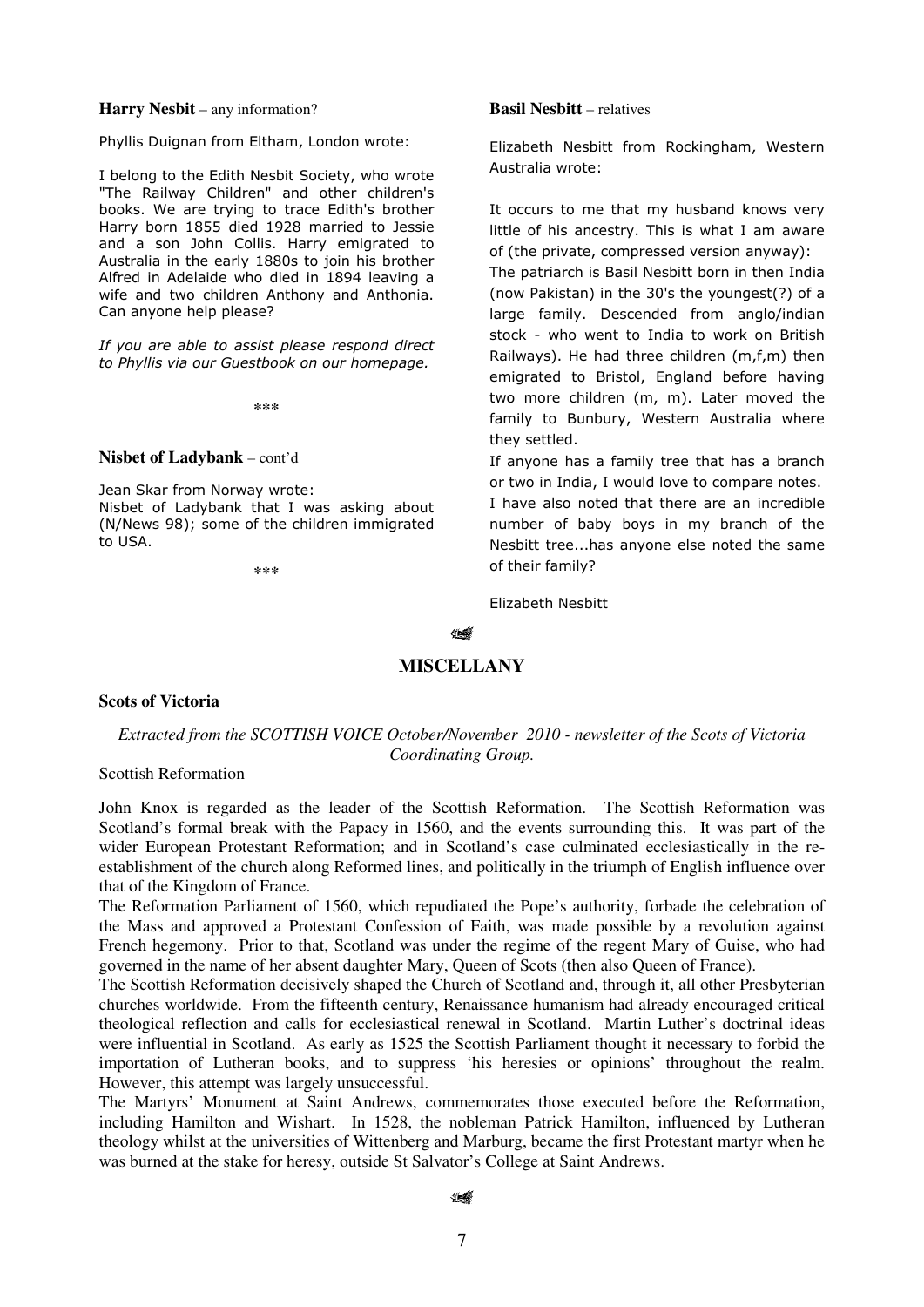**Harry Nesbit** – any information?

Phyllis Duignan from Eltham, London wrote:

I belong to the Edith Nesbit Society, who wrote "The Railway Children" and other children's books. We are trying to trace Edith's brother Harry born 1855 died 1928 married to Jessie and a son John Collis. Harry emigrated to Australia in the early 1880s to join his brother Alfred in Adelaide who died in 1894 leaving a wife and two children Anthony and Anthonia. Can anyone help please?

*If you are able to assist please respond direct to Phyllis via our Guestbook on our homepage.*

\*\*\*

**Nisbet of Ladybank** – cont'd

Jean Skar from Norway wrote:
Nisbet of Ladybank that I was asking about (N/News 98); some of the children immigrated to USA.

\*\*\*

**Basil Nesbitt** – relatives

Elizabeth Nesbitt from Rockingham, Western Australia wrote:

It occurs to me that my husband knows very little of his ancestry. This is what I am aware of (the private, compressed version anyway):
The patriarch is Basil Nesbitt born in then India (now Pakistan) in the 30's the youngest(?) of a large family. Descended from anglo/indian stock - who went to India to work on British Railways). He had three children (m,f,m) then emigrated to Bristol, England before having two more children (m, m). Later moved the family to Bunbury, Western Australia where they settled.
If anyone has a family tree that has a branch or two in India, I would love to compare notes.
I have also noted that there are an incredible number of baby boys in my branch of the Nesbitt tree...has anyone else noted the same of their family?

Elizabeth Nesbitt

## MISCELLANY

### Scots of Victoria

*Extracted from the SCOTTISH VOICE October/November 2010 - newsletter of the Scots of Victoria Coordinating Group.*

Scottish Reformation

John Knox is regarded as the leader of the Scottish Reformation. The Scottish Reformation was Scotland's formal break with the Papacy in 1560, and the events surrounding this. It was part of the wider European Protestant Reformation; and in Scotland's case culminated ecclesiastically in the re-establishment of the church along Reformed lines, and politically in the triumph of English influence over that of the Kingdom of France.

The Reformation Parliament of 1560, which repudiated the Pope's authority, forbade the celebration of the Mass and approved a Protestant Confession of Faith, was made possible by a revolution against French hegemony. Prior to that, Scotland was under the regime of the regent Mary of Guise, who had governed in the name of her absent daughter Mary, Queen of Scots (then also Queen of France).

The Scottish Reformation decisively shaped the Church of Scotland and, through it, all other Presbyterian churches worldwide. From the fifteenth century, Renaissance humanism had already encouraged critical theological reflection and calls for ecclesiastical renewal in Scotland. Martin Luther's doctrinal ideas were influential in Scotland. As early as 1525 the Scottish Parliament thought it necessary to forbid the importation of Lutheran books, and to suppress 'his heresies or opinions' throughout the realm. However, this attempt was largely unsuccessful.

The Martyrs' Monument at Saint Andrews, commemorates those executed before the Reformation, including Hamilton and Wishart. In 1528, the nobleman Patrick Hamilton, influenced by Lutheran theology whilst at the universities of Wittenberg and Marburg, became the first Protestant martyr when he was burned at the stake for heresy, outside St Salvator's College at Saint Andrews.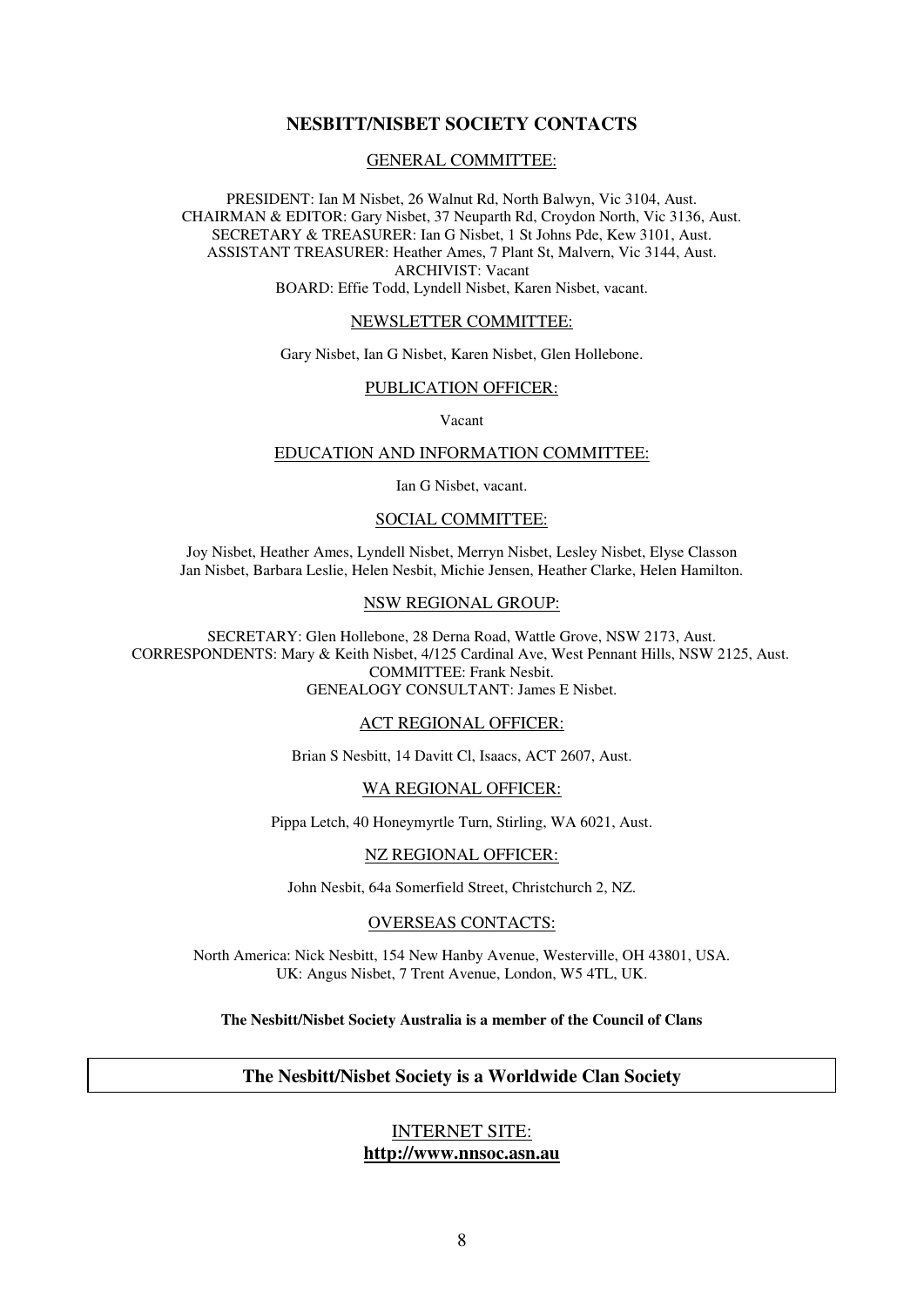# NESBITT/NISBET SOCIETY CONTACTS

## GENERAL COMMITTEE:

PRESIDENT: Ian M Nisbet, 26 Walnut Rd, North Balwyn, Vic 3104, Aust.
CHAIRMAN & EDITOR: Gary Nisbet, 37 Neuparth Rd, Croydon North, Vic 3136, Aust.
SECRETARY & TREASURER: Ian G Nisbet, 1 St Johns Pde, Kew 3101, Aust.
ASSISTANT TREASURER: Heather Ames, 7 Plant St, Malvern, Vic 3144, Aust.
ARCHIVIST: Vacant
BOARD: Effie Todd, Lyndell Nisbet, Karen Nisbet, vacant.

## NEWSLETTER COMMITTEE:

Gary Nisbet, Ian G Nisbet, Karen Nisbet, Glen Hollebone.

## PUBLICATION OFFICER:

Vacant

## EDUCATION AND INFORMATION COMMITTEE:

Ian G Nisbet, vacant.

## SOCIAL COMMITTEE:

Joy Nisbet, Heather Ames, Lyndell Nisbet, Merryn Nisbet, Lesley Nisbet, Elyse Classon
Jan Nisbet, Barbara Leslie, Helen Nesbit, Michie Jensen, Heather Clarke, Helen Hamilton.

## NSW REGIONAL GROUP:

SECRETARY: Glen Hollebone, 28 Derna Road, Wattle Grove, NSW 2173, Aust.
CORRESPONDENTS: Mary & Keith Nisbet, 4/125 Cardinal Ave, West Pennant Hills, NSW 2125, Aust.
COMMITTEE: Frank Nesbit.
GENEALOGY CONSULTANT: James E Nisbet.

## ACT REGIONAL OFFICER:

Brian S Nesbitt, 14 Davitt Cl, Isaacs, ACT 2607, Aust.

## WA REGIONAL OFFICER:

Pippa Letch, 40 Honeymyrtle Turn, Stirling, WA 6021, Aust.

## NZ REGIONAL OFFICER:

John Nesbit, 64a Somerfield Street, Christchurch 2, NZ.

## OVERSEAS CONTACTS:

North America: Nick Nesbitt, 154 New Hanby Avenue, Westerville, OH 43801, USA.
UK: Angus Nisbet, 7 Trent Avenue, London, W5 4TL, UK.

**The Nesbitt/Nisbet Society Australia is a member of the Council of Clans**

**The Nesbitt/Nisbet Society is a Worldwide Clan Society**

INTERNET SITE:
**http://www.nnsoc.asn.au**